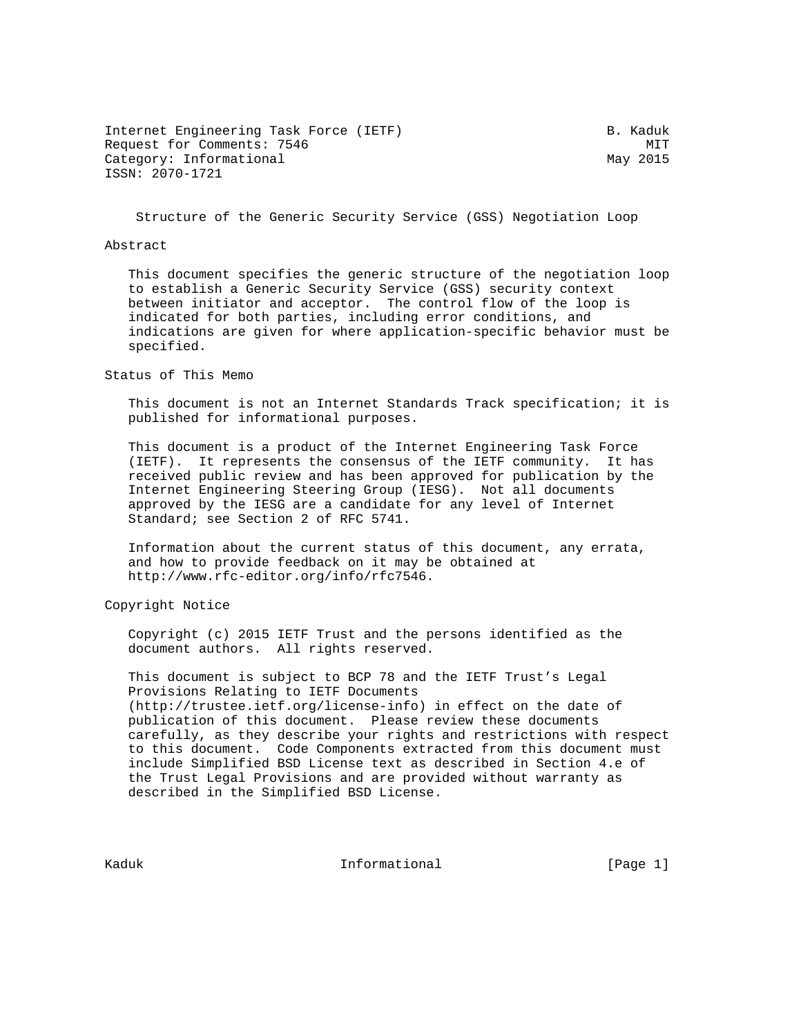Internet Engineering Task Force (IETF) B. Kaduk
Request for Comments: 7546 MIT
Category: Informational May 2015
ISSN: 2070-1721

# Structure of the Generic Security Service (GSS) Negotiation Loop

## Abstract

This document specifies the generic structure of the negotiation loop to establish a Generic Security Service (GSS) security context between initiator and acceptor. The control flow of the loop is indicated for both parties, including error conditions, and indications are given for where application-specific behavior must be specified.

## Status of This Memo

This document is not an Internet Standards Track specification; it is published for informational purposes.

This document is a product of the Internet Engineering Task Force (IETF). It represents the consensus of the IETF community. It has received public review and has been approved for publication by the Internet Engineering Steering Group (IESG). Not all documents approved by the IESG are a candidate for any level of Internet Standard; see Section 2 of RFC 5741.

Information about the current status of this document, any errata, and how to provide feedback on it may be obtained at http://www.rfc-editor.org/info/rfc7546.

## Copyright Notice

Copyright (c) 2015 IETF Trust and the persons identified as the document authors. All rights reserved.

This document is subject to BCP 78 and the IETF Trust's Legal Provisions Relating to IETF Documents (http://trustee.ietf.org/license-info) in effect on the date of publication of this document. Please review these documents carefully, as they describe your rights and restrictions with respect to this document. Code Components extracted from this document must include Simplified BSD License text as described in Section 4.e of the Trust Legal Provisions and are provided without warranty as described in the Simplified BSD License.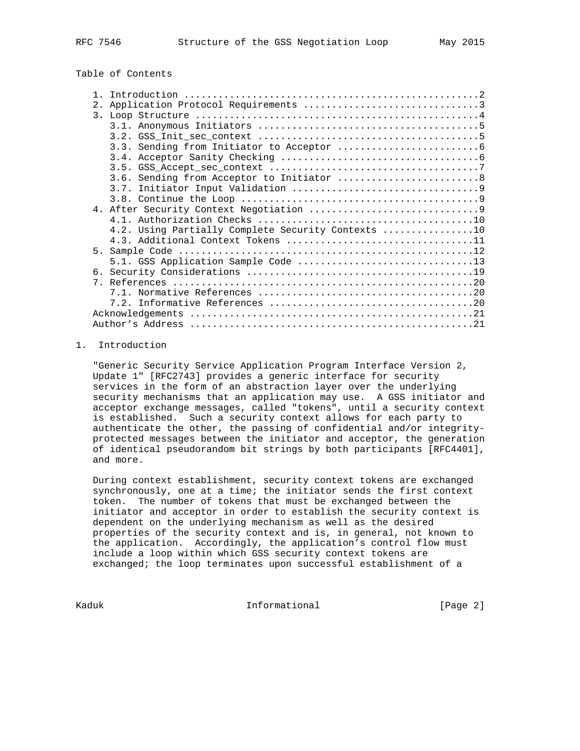Table of Contents

1. Introduction ....................................................2
2. Application Protocol Requirements ...............................3
3. Loop Structure ..................................................4
   3.1. Anonymous Initiators .......................................5
   3.2. GSS_Init_sec_context .......................................5
   3.3. Sending from Initiator to Acceptor .........................6
   3.4. Acceptor Sanity Checking ...................................6
   3.5. GSS_Accept_sec_context .....................................7
   3.6. Sending from Acceptor to Initiator .........................8
   3.7. Initiator Input Validation .................................9
   3.8. Continue the Loop ..........................................9
4. After Security Context Negotiation ..............................9
   4.1. Authorization Checks ......................................10
   4.2. Using Partially Complete Security Contexts ................10
   4.3. Additional Context Tokens .................................11
5. Sample Code ....................................................12
   5.1. GSS Application Sample Code ...............................13
6. Security Considerations ........................................19
7. References .....................................................20
   7.1. Normative References ......................................20
   7.2. Informative References ....................................20
Acknowledgements ..................................................21
Author's Address ..................................................21

# 1. Introduction

"Generic Security Service Application Program Interface Version 2, Update 1" [RFC2743] provides a generic interface for security services in the form of an abstraction layer over the underlying security mechanisms that an application may use. A GSS initiator and acceptor exchange messages, called "tokens", until a security context is established. Such a security context allows for each party to authenticate the other, the passing of confidential and/or integrity-protected messages between the initiator and acceptor, the generation of identical pseudorandom bit strings by both participants [RFC4401], and more.

During context establishment, security context tokens are exchanged synchronously, one at a time; the initiator sends the first context token. The number of tokens that must be exchanged between the initiator and acceptor in order to establish the security context is dependent on the underlying mechanism as well as the desired properties of the security context and is, in general, not known to the application. Accordingly, the application's control flow must include a loop within which GSS security context tokens are exchanged; the loop terminates upon successful establishment of a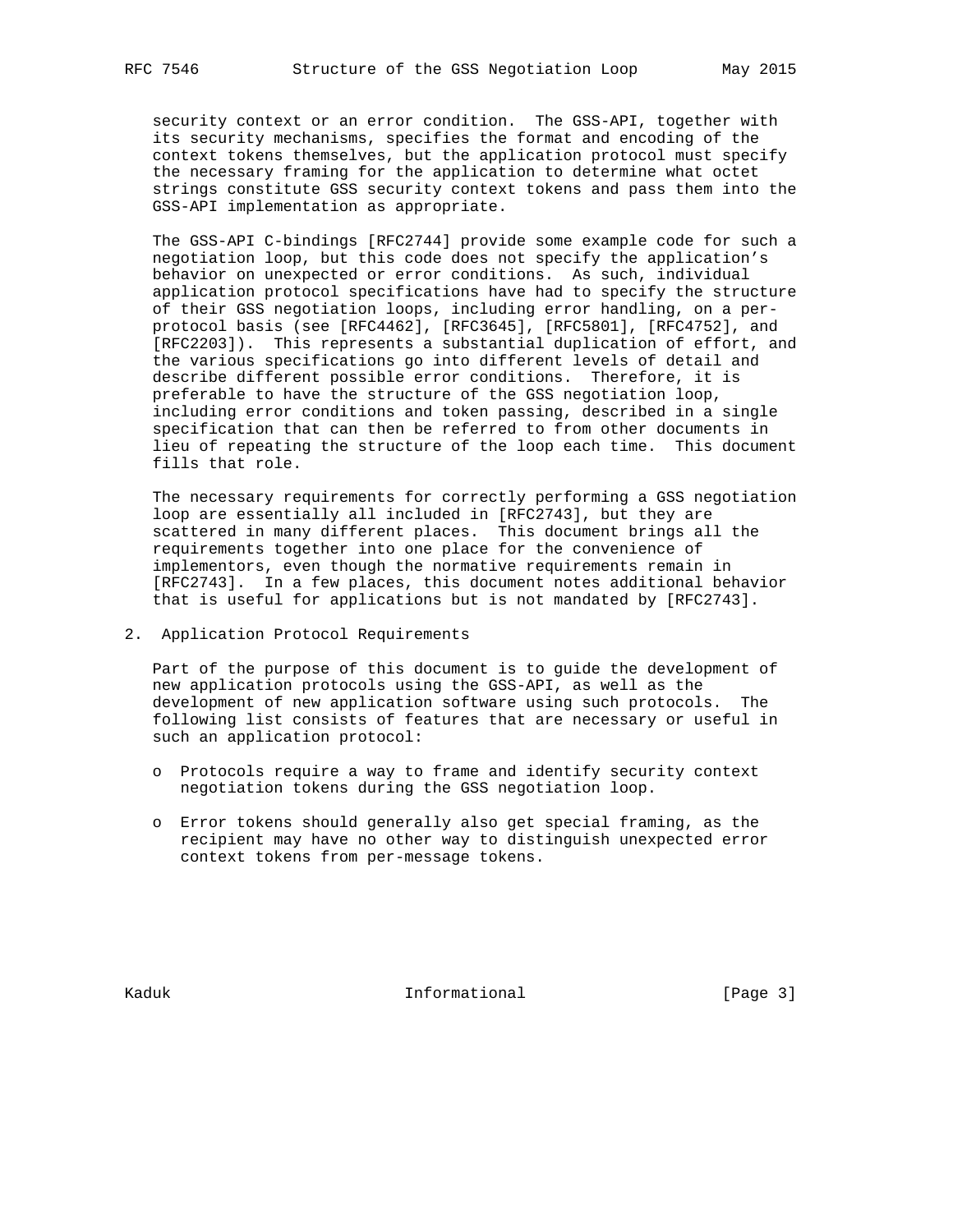security context or an error condition. The GSS-API, together with its security mechanisms, specifies the format and encoding of the context tokens themselves, but the application protocol must specify the necessary framing for the application to determine what octet strings constitute GSS security context tokens and pass them into the GSS-API implementation as appropriate.

The GSS-API C-bindings [RFC2744] provide some example code for such a negotiation loop, but this code does not specify the application's behavior on unexpected or error conditions. As such, individual application protocol specifications have had to specify the structure of their GSS negotiation loops, including error handling, on a per-protocol basis (see [RFC4462], [RFC3645], [RFC5801], [RFC4752], and [RFC2203]). This represents a substantial duplication of effort, and the various specifications go into different levels of detail and describe different possible error conditions. Therefore, it is preferable to have the structure of the GSS negotiation loop, including error conditions and token passing, described in a single specification that can then be referred to from other documents in lieu of repeating the structure of the loop each time. This document fills that role.

The necessary requirements for correctly performing a GSS negotiation loop are essentially all included in [RFC2743], but they are scattered in many different places. This document brings all the requirements together into one place for the convenience of implementors, even though the normative requirements remain in [RFC2743]. In a few places, this document notes additional behavior that is useful for applications but is not mandated by [RFC2743].

## 2. Application Protocol Requirements

Part of the purpose of this document is to guide the development of new application protocols using the GSS-API, as well as the development of new application software using such protocols. The following list consists of features that are necessary or useful in such an application protocol:

- Protocols require a way to frame and identify security context negotiation tokens during the GSS negotiation loop.
- Error tokens should generally also get special framing, as the recipient may have no other way to distinguish unexpected error context tokens from per-message tokens.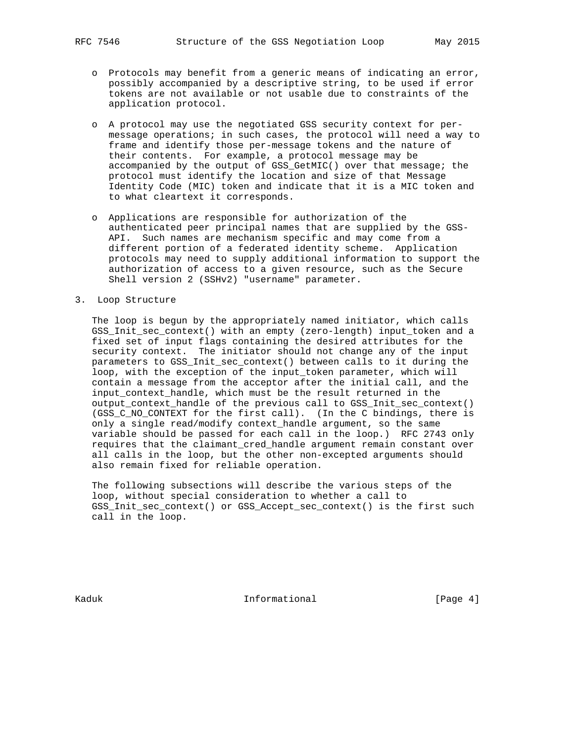- Protocols may benefit from a generic means of indicating an error, possibly accompanied by a descriptive string, to be used if error tokens are not available or not usable due to constraints of the application protocol.

- A protocol may use the negotiated GSS security context for per-message operations; in such cases, the protocol will need a way to frame and identify those per-message tokens and the nature of their contents. For example, a protocol message may be accompanied by the output of GSS_GetMIC() over that message; the protocol must identify the location and size of that Message Identity Code (MIC) token and indicate that it is a MIC token and to what cleartext it corresponds.

- Applications are responsible for authorization of the authenticated peer principal names that are supplied by the GSS-API. Such names are mechanism specific and may come from a different portion of a federated identity scheme. Application protocols may need to supply additional information to support the authorization of access to a given resource, such as the Secure Shell version 2 (SSHv2) "username" parameter.

## 3. Loop Structure

The loop is begun by the appropriately named initiator, which calls GSS_Init_sec_context() with an empty (zero-length) input_token and a fixed set of input flags containing the desired attributes for the security context. The initiator should not change any of the input parameters to GSS_Init_sec_context() between calls to it during the loop, with the exception of the input_token parameter, which will contain a message from the acceptor after the initial call, and the input_context_handle, which must be the result returned in the output_context_handle of the previous call to GSS_Init_sec_context() (GSS_C_NO_CONTEXT for the first call). (In the C bindings, there is only a single read/modify context_handle argument, so the same variable should be passed for each call in the loop.) RFC 2743 only requires that the claimant_cred_handle argument remain constant over all calls in the loop, but the other non-excepted arguments should also remain fixed for reliable operation.

The following subsections will describe the various steps of the loop, without special consideration to whether a call to GSS_Init_sec_context() or GSS_Accept_sec_context() is the first such call in the loop.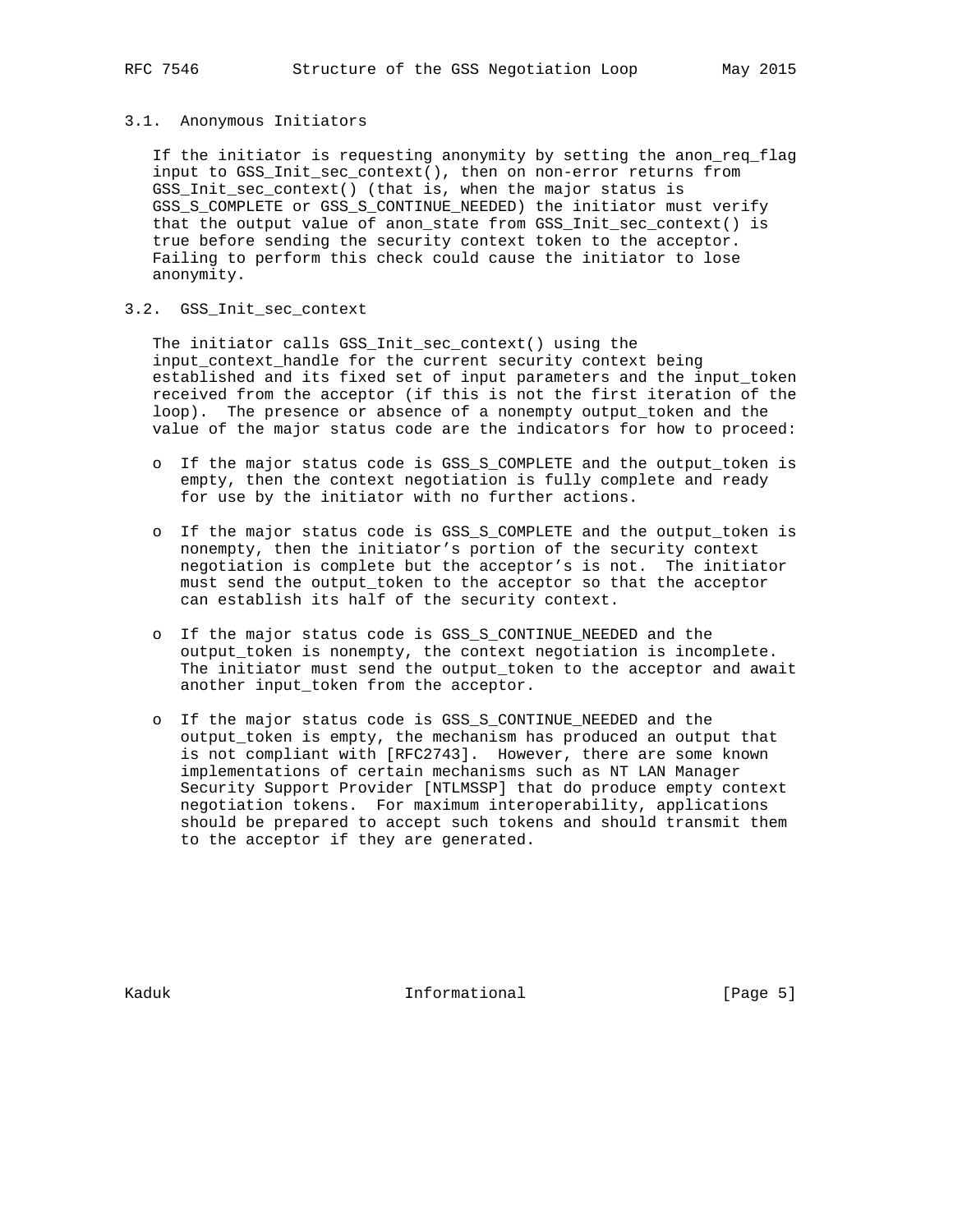### 3.1. Anonymous Initiators

If the initiator is requesting anonymity by setting the anon_req_flag input to GSS_Init_sec_context(), then on non-error returns from GSS_Init_sec_context() (that is, when the major status is GSS_S_COMPLETE or GSS_S_CONTINUE_NEEDED) the initiator must verify that the output value of anon_state from GSS_Init_sec_context() is true before sending the security context token to the acceptor. Failing to perform this check could cause the initiator to lose anonymity.

### 3.2. GSS_Init_sec_context

The initiator calls GSS_Init_sec_context() using the input_context_handle for the current security context being established and its fixed set of input parameters and the input_token received from the acceptor (if this is not the first iteration of the loop). The presence or absence of a nonempty output_token and the value of the major status code are the indicators for how to proceed:

- If the major status code is GSS_S_COMPLETE and the output_token is empty, then the context negotiation is fully complete and ready for use by the initiator with no further actions.

- If the major status code is GSS_S_COMPLETE and the output_token is nonempty, then the initiator's portion of the security context negotiation is complete but the acceptor's is not. The initiator must send the output_token to the acceptor so that the acceptor can establish its half of the security context.

- If the major status code is GSS_S_CONTINUE_NEEDED and the output_token is nonempty, the context negotiation is incomplete. The initiator must send the output_token to the acceptor and await another input_token from the acceptor.

- If the major status code is GSS_S_CONTINUE_NEEDED and the output_token is empty, the mechanism has produced an output that is not compliant with [RFC2743]. However, there are some known implementations of certain mechanisms such as NT LAN Manager Security Support Provider [NTLMSSP] that do produce empty context negotiation tokens. For maximum interoperability, applications should be prepared to accept such tokens and should transmit them to the acceptor if they are generated.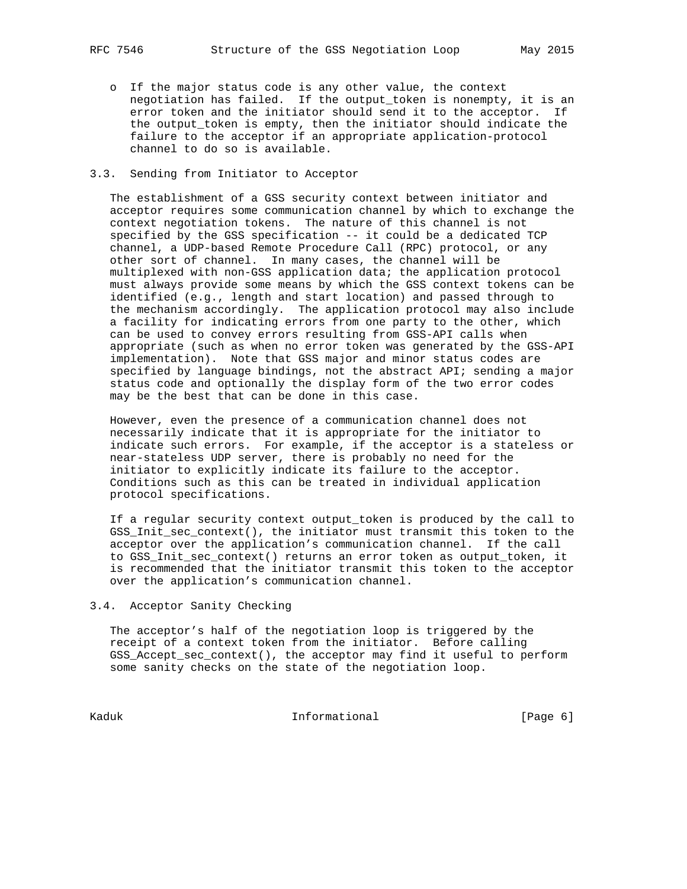- If the major status code is any other value, the context negotiation has failed. If the output_token is nonempty, it is an error token and the initiator should send it to the acceptor. If the output_token is empty, then the initiator should indicate the failure to the acceptor if an appropriate application-protocol channel to do so is available.

### 3.3. Sending from Initiator to Acceptor

The establishment of a GSS security context between initiator and acceptor requires some communication channel by which to exchange the context negotiation tokens. The nature of this channel is not specified by the GSS specification -- it could be a dedicated TCP channel, a UDP-based Remote Procedure Call (RPC) protocol, or any other sort of channel. In many cases, the channel will be multiplexed with non-GSS application data; the application protocol must always provide some means by which the GSS context tokens can be identified (e.g., length and start location) and passed through to the mechanism accordingly. The application protocol may also include a facility for indicating errors from one party to the other, which can be used to convey errors resulting from GSS-API calls when appropriate (such as when no error token was generated by the GSS-API implementation). Note that GSS major and minor status codes are specified by language bindings, not the abstract API; sending a major status code and optionally the display form of the two error codes may be the best that can be done in this case.

However, even the presence of a communication channel does not necessarily indicate that it is appropriate for the initiator to indicate such errors. For example, if the acceptor is a stateless or near-stateless UDP server, there is probably no need for the initiator to explicitly indicate its failure to the acceptor. Conditions such as this can be treated in individual application protocol specifications.

If a regular security context output_token is produced by the call to GSS_Init_sec_context(), the initiator must transmit this token to the acceptor over the application’s communication channel. If the call to GSS_Init_sec_context() returns an error token as output_token, it is recommended that the initiator transmit this token to the acceptor over the application’s communication channel.

### 3.4. Acceptor Sanity Checking

The acceptor’s half of the negotiation loop is triggered by the receipt of a context token from the initiator. Before calling GSS_Accept_sec_context(), the acceptor may find it useful to perform some sanity checks on the state of the negotiation loop.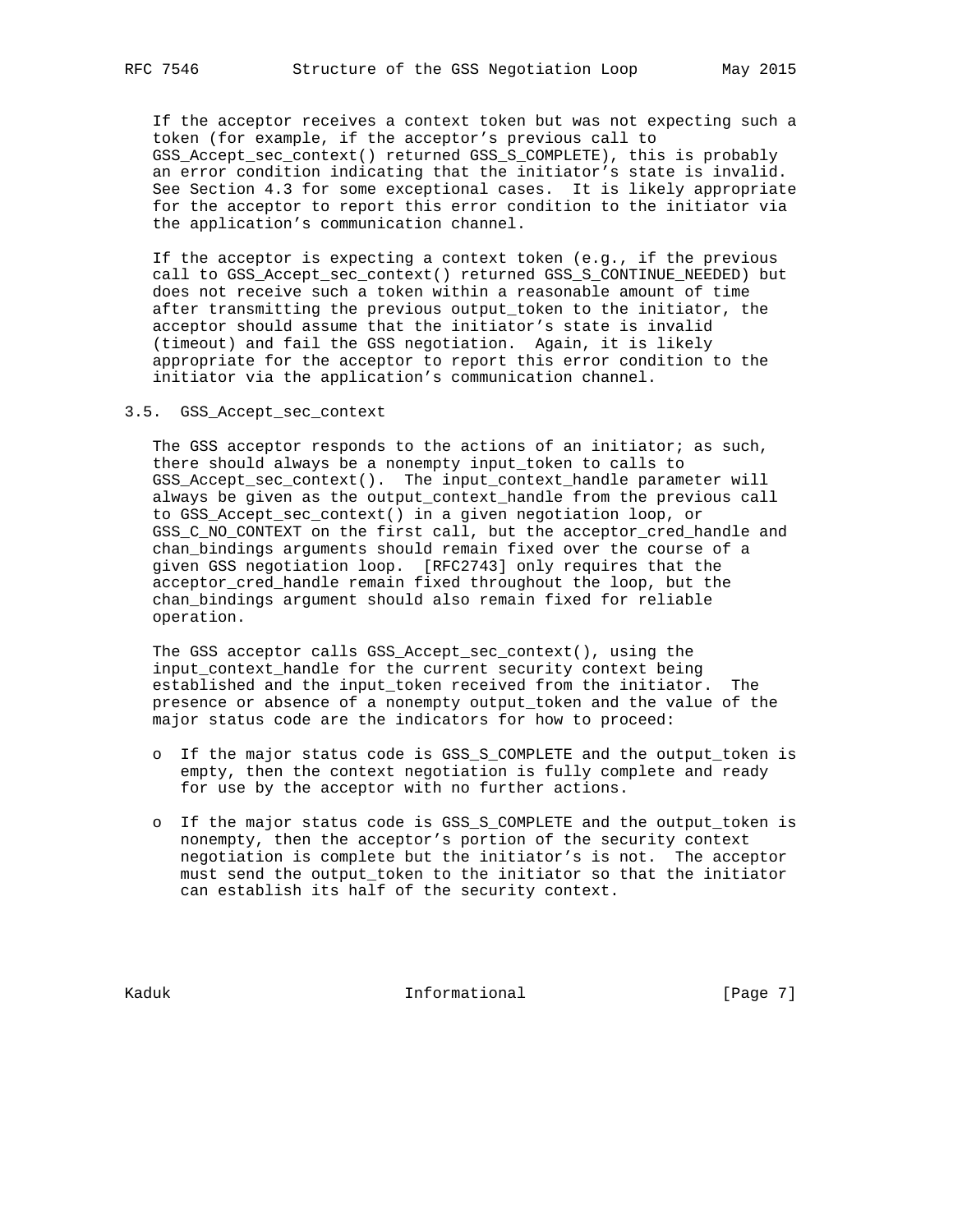If the acceptor receives a context token but was not expecting such a token (for example, if the acceptor's previous call to GSS_Accept_sec_context() returned GSS_S_COMPLETE), this is probably an error condition indicating that the initiator's state is invalid. See Section 4.3 for some exceptional cases. It is likely appropriate for the acceptor to report this error condition to the initiator via the application's communication channel.

If the acceptor is expecting a context token (e.g., if the previous call to GSS_Accept_sec_context() returned GSS_S_CONTINUE_NEEDED) but does not receive such a token within a reasonable amount of time after transmitting the previous output_token to the initiator, the acceptor should assume that the initiator's state is invalid (timeout) and fail the GSS negotiation. Again, it is likely appropriate for the acceptor to report this error condition to the initiator via the application's communication channel.

### 3.5. GSS_Accept_sec_context

The GSS acceptor responds to the actions of an initiator; as such, there should always be a nonempty input_token to calls to GSS_Accept_sec_context(). The input_context_handle parameter will always be given as the output_context_handle from the previous call to GSS_Accept_sec_context() in a given negotiation loop, or GSS_C_NO_CONTEXT on the first call, but the acceptor_cred_handle and chan_bindings arguments should remain fixed over the course of a given GSS negotiation loop. [RFC2743] only requires that the acceptor_cred_handle remain fixed throughout the loop, but the chan_bindings argument should also remain fixed for reliable operation.

The GSS acceptor calls GSS_Accept_sec_context(), using the input_context_handle for the current security context being established and the input_token received from the initiator. The presence or absence of a nonempty output_token and the value of the major status code are the indicators for how to proceed:

- If the major status code is GSS_S_COMPLETE and the output_token is empty, then the context negotiation is fully complete and ready for use by the acceptor with no further actions.

- If the major status code is GSS_S_COMPLETE and the output_token is nonempty, then the acceptor's portion of the security context negotiation is complete but the initiator's is not. The acceptor must send the output_token to the initiator so that the initiator can establish its half of the security context.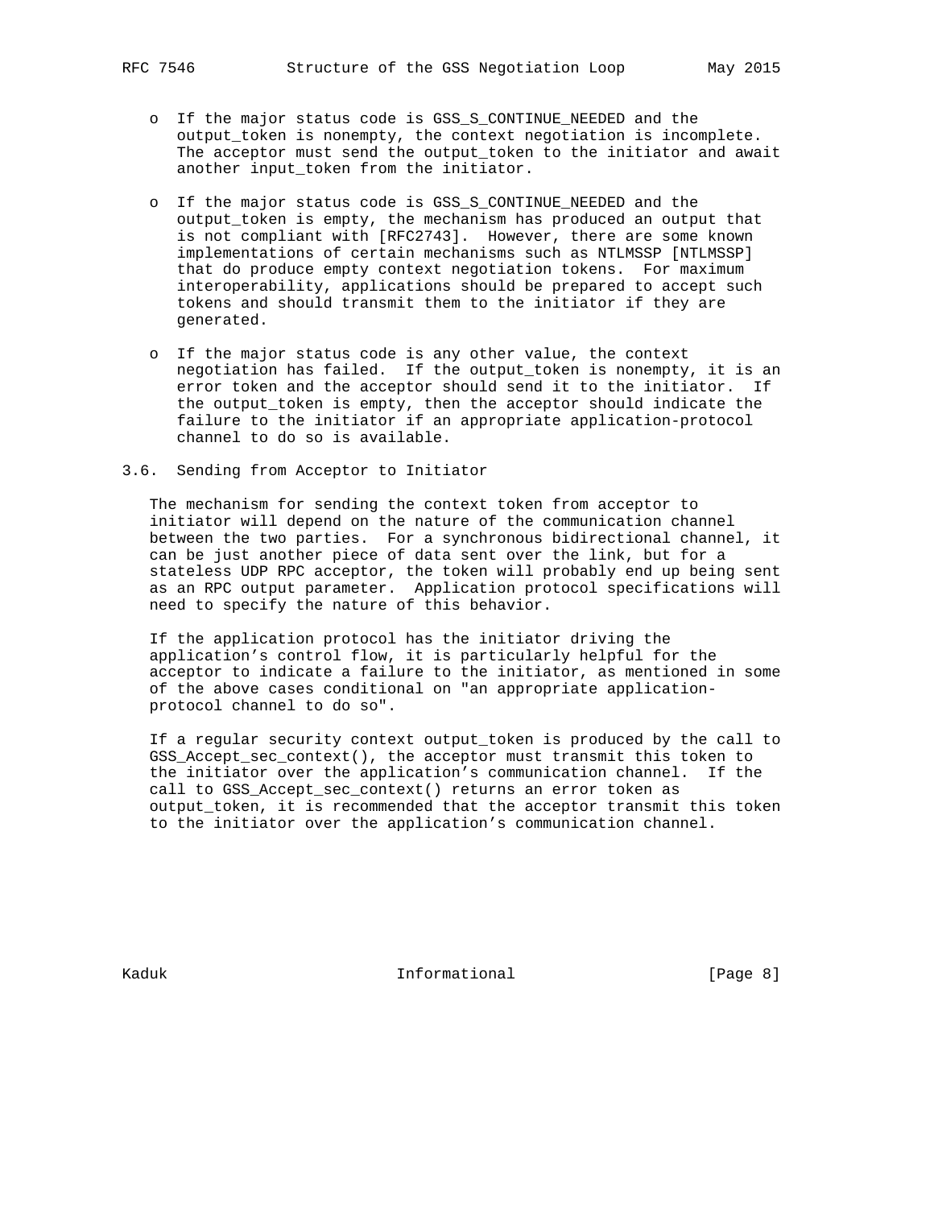- If the major status code is GSS_S_CONTINUE_NEEDED and the output_token is nonempty, the context negotiation is incomplete. The acceptor must send the output_token to the initiator and await another input_token from the initiator.

- If the major status code is GSS_S_CONTINUE_NEEDED and the output_token is empty, the mechanism has produced an output that is not compliant with [RFC2743]. However, there are some known implementations of certain mechanisms such as NTLMSSP [NTLMSSP] that do produce empty context negotiation tokens. For maximum interoperability, applications should be prepared to accept such tokens and should transmit them to the initiator if they are generated.

- If the major status code is any other value, the context negotiation has failed. If the output_token is nonempty, it is an error token and the acceptor should send it to the initiator. If the output_token is empty, then the acceptor should indicate the failure to the initiator if an appropriate application-protocol channel to do so is available.

### 3.6. Sending from Acceptor to Initiator

The mechanism for sending the context token from acceptor to initiator will depend on the nature of the communication channel between the two parties. For a synchronous bidirectional channel, it can be just another piece of data sent over the link, but for a stateless UDP RPC acceptor, the token will probably end up being sent as an RPC output parameter. Application protocol specifications will need to specify the nature of this behavior.

If the application protocol has the initiator driving the application's control flow, it is particularly helpful for the acceptor to indicate a failure to the initiator, as mentioned in some of the above cases conditional on "an appropriate application-protocol channel to do so".

If a regular security context output_token is produced by the call to GSS_Accept_sec_context(), the acceptor must transmit this token to the initiator over the application's communication channel. If the call to GSS_Accept_sec_context() returns an error token as output_token, it is recommended that the acceptor transmit this token to the initiator over the application's communication channel.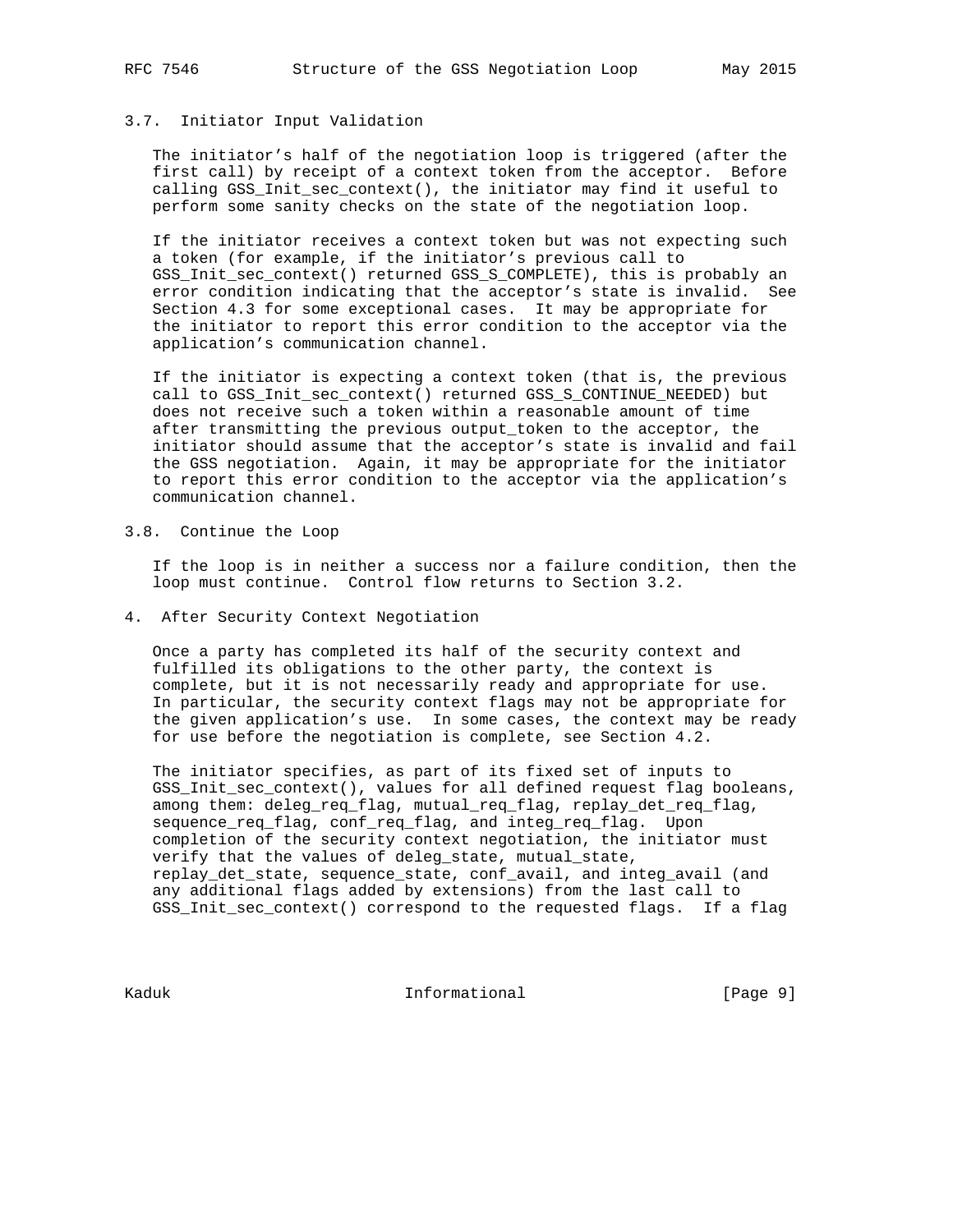### 3.7. Initiator Input Validation

The initiator's half of the negotiation loop is triggered (after the first call) by receipt of a context token from the acceptor. Before calling GSS_Init_sec_context(), the initiator may find it useful to perform some sanity checks on the state of the negotiation loop.

If the initiator receives a context token but was not expecting such a token (for example, if the initiator's previous call to GSS_Init_sec_context() returned GSS_S_COMPLETE), this is probably an error condition indicating that the acceptor's state is invalid. See Section 4.3 for some exceptional cases. It may be appropriate for the initiator to report this error condition to the acceptor via the application's communication channel.

If the initiator is expecting a context token (that is, the previous call to GSS_Init_sec_context() returned GSS_S_CONTINUE_NEEDED) but does not receive such a token within a reasonable amount of time after transmitting the previous output_token to the acceptor, the initiator should assume that the acceptor's state is invalid and fail the GSS negotiation. Again, it may be appropriate for the initiator to report this error condition to the acceptor via the application's communication channel.

### 3.8. Continue the Loop

If the loop is in neither a success nor a failure condition, then the loop must continue. Control flow returns to Section 3.2.

## 4. After Security Context Negotiation

Once a party has completed its half of the security context and fulfilled its obligations to the other party, the context is complete, but it is not necessarily ready and appropriate for use. In particular, the security context flags may not be appropriate for the given application's use. In some cases, the context may be ready for use before the negotiation is complete, see Section 4.2.

The initiator specifies, as part of its fixed set of inputs to GSS_Init_sec_context(), values for all defined request flag booleans, among them: deleg_req_flag, mutual_req_flag, replay_det_req_flag, sequence_req_flag, conf_req_flag, and integ_req_flag. Upon completion of the security context negotiation, the initiator must verify that the values of deleg_state, mutual_state, replay_det_state, sequence_state, conf_avail, and integ_avail (and any additional flags added by extensions) from the last call to GSS_Init_sec_context() correspond to the requested flags. If a flag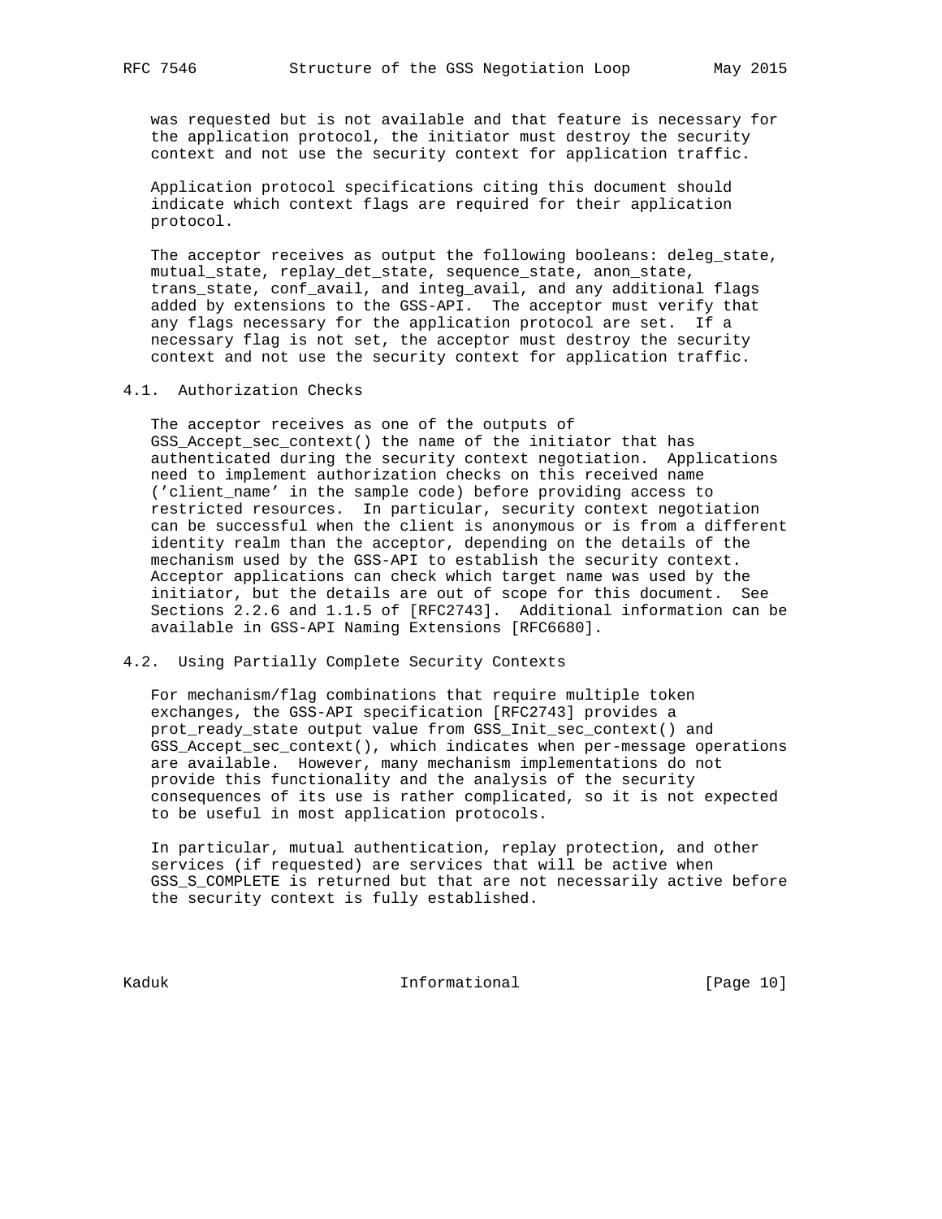was requested but is not available and that feature is necessary for the application protocol, the initiator must destroy the security context and not use the security context for application traffic.

Application protocol specifications citing this document should indicate which context flags are required for their application protocol.

The acceptor receives as output the following booleans: deleg_state, mutual_state, replay_det_state, sequence_state, anon_state, trans_state, conf_avail, and integ_avail, and any additional flags added by extensions to the GSS-API. The acceptor must verify that any flags necessary for the application protocol are set. If a necessary flag is not set, the acceptor must destroy the security context and not use the security context for application traffic.

## 4.1. Authorization Checks

The acceptor receives as one of the outputs of GSS_Accept_sec_context() the name of the initiator that has authenticated during the security context negotiation. Applications need to implement authorization checks on this received name ('client_name' in the sample code) before providing access to restricted resources. In particular, security context negotiation can be successful when the client is anonymous or is from a different identity realm than the acceptor, depending on the details of the mechanism used by the GSS-API to establish the security context. Acceptor applications can check which target name was used by the initiator, but the details are out of scope for this document. See Sections 2.2.6 and 1.1.5 of [RFC2743]. Additional information can be available in GSS-API Naming Extensions [RFC6680].

## 4.2. Using Partially Complete Security Contexts

For mechanism/flag combinations that require multiple token exchanges, the GSS-API specification [RFC2743] provides a prot_ready_state output value from GSS_Init_sec_context() and GSS_Accept_sec_context(), which indicates when per-message operations are available. However, many mechanism implementations do not provide this functionality and the analysis of the security consequences of its use is rather complicated, so it is not expected to be useful in most application protocols.

In particular, mutual authentication, replay protection, and other services (if requested) are services that will be active when GSS_S_COMPLETE is returned but that are not necessarily active before the security context is fully established.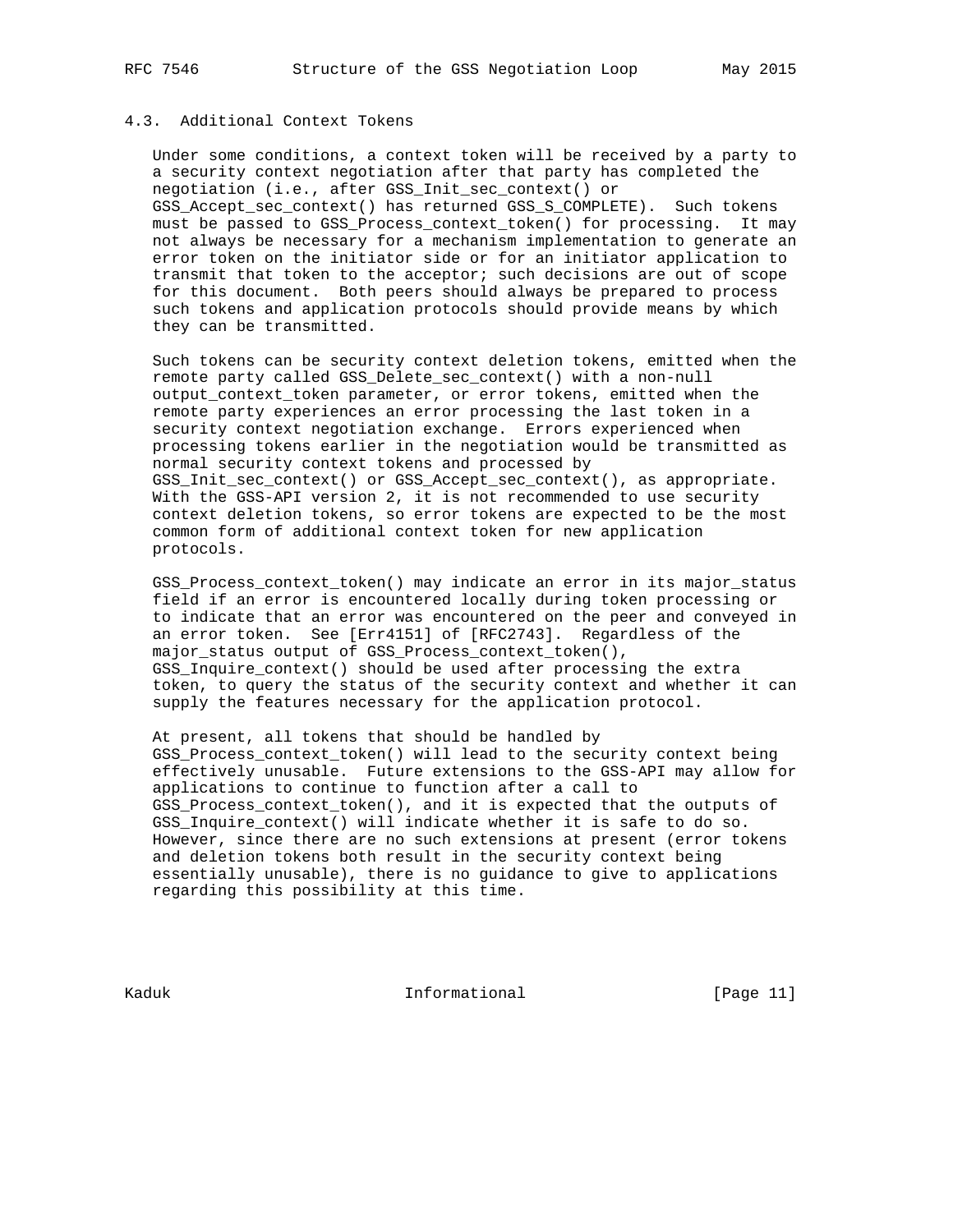### 4.3. Additional Context Tokens

Under some conditions, a context token will be received by a party to a security context negotiation after that party has completed the negotiation (i.e., after GSS_Init_sec_context() or GSS_Accept_sec_context() has returned GSS_S_COMPLETE). Such tokens must be passed to GSS_Process_context_token() for processing. It may not always be necessary for a mechanism implementation to generate an error token on the initiator side or for an initiator application to transmit that token to the acceptor; such decisions are out of scope for this document. Both peers should always be prepared to process such tokens and application protocols should provide means by which they can be transmitted.

Such tokens can be security context deletion tokens, emitted when the remote party called GSS_Delete_sec_context() with a non-null output_context_token parameter, or error tokens, emitted when the remote party experiences an error processing the last token in a security context negotiation exchange. Errors experienced when processing tokens earlier in the negotiation would be transmitted as normal security context tokens and processed by GSS_Init_sec_context() or GSS_Accept_sec_context(), as appropriate. With the GSS-API version 2, it is not recommended to use security context deletion tokens, so error tokens are expected to be the most common form of additional context token for new application protocols.

GSS_Process_context_token() may indicate an error in its major_status field if an error is encountered locally during token processing or to indicate that an error was encountered on the peer and conveyed in an error token. See [Err4151] of [RFC2743]. Regardless of the major_status output of GSS_Process_context_token(), GSS_Inquire_context() should be used after processing the extra token, to query the status of the security context and whether it can supply the features necessary for the application protocol.

At present, all tokens that should be handled by GSS_Process_context_token() will lead to the security context being effectively unusable. Future extensions to the GSS-API may allow for applications to continue to function after a call to GSS_Process_context_token(), and it is expected that the outputs of GSS_Inquire_context() will indicate whether it is safe to do so. However, since there are no such extensions at present (error tokens and deletion tokens both result in the security context being essentially unusable), there is no guidance to give to applications regarding this possibility at this time.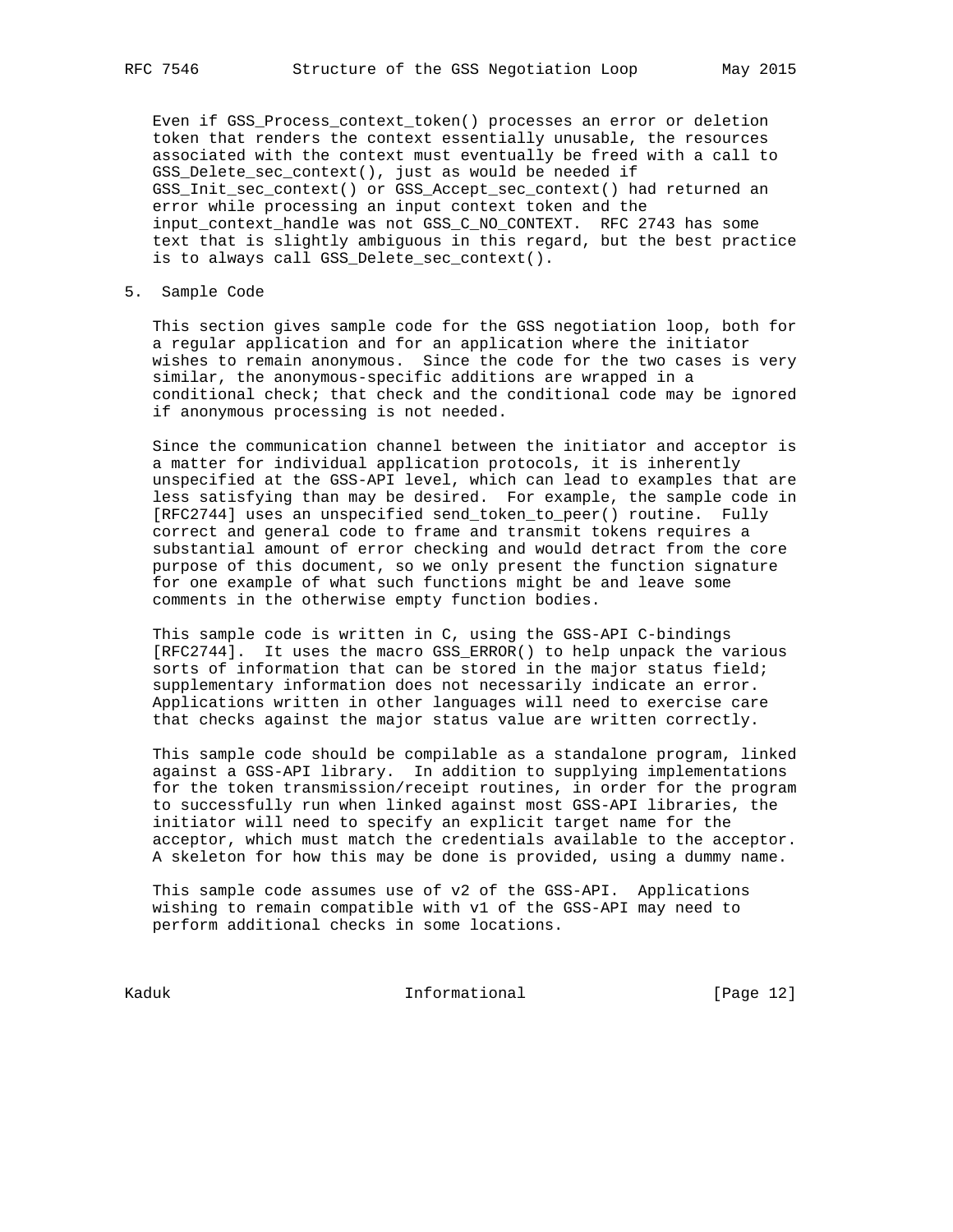Even if GSS_Process_context_token() processes an error or deletion token that renders the context essentially unusable, the resources associated with the context must eventually be freed with a call to GSS_Delete_sec_context(), just as would be needed if GSS_Init_sec_context() or GSS_Accept_sec_context() had returned an error while processing an input context token and the input_context_handle was not GSS_C_NO_CONTEXT. RFC 2743 has some text that is slightly ambiguous in this regard, but the best practice is to always call GSS_Delete_sec_context().

## 5. Sample Code

This section gives sample code for the GSS negotiation loop, both for a regular application and for an application where the initiator wishes to remain anonymous. Since the code for the two cases is very similar, the anonymous-specific additions are wrapped in a conditional check; that check and the conditional code may be ignored if anonymous processing is not needed.

Since the communication channel between the initiator and acceptor is a matter for individual application protocols, it is inherently unspecified at the GSS-API level, which can lead to examples that are less satisfying than may be desired. For example, the sample code in [RFC2744] uses an unspecified send_token_to_peer() routine. Fully correct and general code to frame and transmit tokens requires a substantial amount of error checking and would detract from the core purpose of this document, so we only present the function signature for one example of what such functions might be and leave some comments in the otherwise empty function bodies.

This sample code is written in C, using the GSS-API C-bindings [RFC2744]. It uses the macro GSS_ERROR() to help unpack the various sorts of information that can be stored in the major status field; supplementary information does not necessarily indicate an error. Applications written in other languages will need to exercise care that checks against the major status value are written correctly.

This sample code should be compilable as a standalone program, linked against a GSS-API library. In addition to supplying implementations for the token transmission/receipt routines, in order for the program to successfully run when linked against most GSS-API libraries, the initiator will need to specify an explicit target name for the acceptor, which must match the credentials available to the acceptor. A skeleton for how this may be done is provided, using a dummy name.

This sample code assumes use of v2 of the GSS-API. Applications wishing to remain compatible with v1 of the GSS-API may need to perform additional checks in some locations.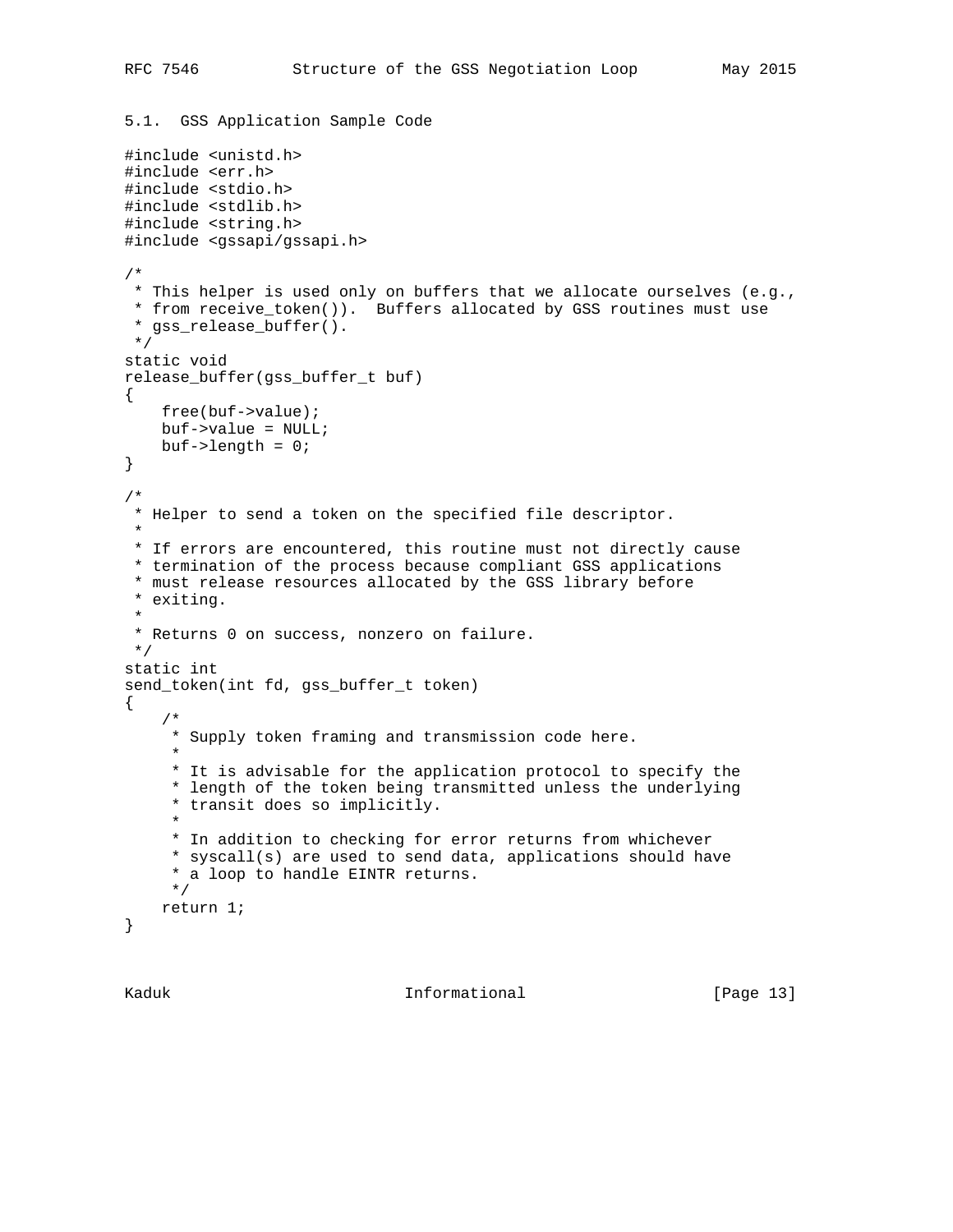### 5.1. GSS Application Sample Code

```
#include <unistd.h>
#include <err.h>
#include <stdio.h>
#include <stdlib.h>
#include <string.h>
#include <gssapi/gssapi.h>

/*
 * This helper is used only on buffers that we allocate ourselves (e.g.,
 * from receive_token()).  Buffers allocated by GSS routines must use
 * gss_release_buffer().
 */
static void
release_buffer(gss_buffer_t buf)
{
    free(buf->value);
    buf->value = NULL;
    buf->length = 0;
}

/*
 * Helper to send a token on the specified file descriptor.
 *
 * If errors are encountered, this routine must not directly cause
 * termination of the process because compliant GSS applications
 * must release resources allocated by the GSS library before
 * exiting.
 *
 * Returns 0 on success, nonzero on failure.
 */
static int
send_token(int fd, gss_buffer_t token)
{
    /*
     * Supply token framing and transmission code here.
     *
     * It is advisable for the application protocol to specify the
     * length of the token being transmitted unless the underlying
     * transit does so implicitly.
     *
     * In addition to checking for error returns from whichever
     * syscall(s) are used to send data, applications should have
     * a loop to handle EINTR returns.
     */
    return 1;
}
```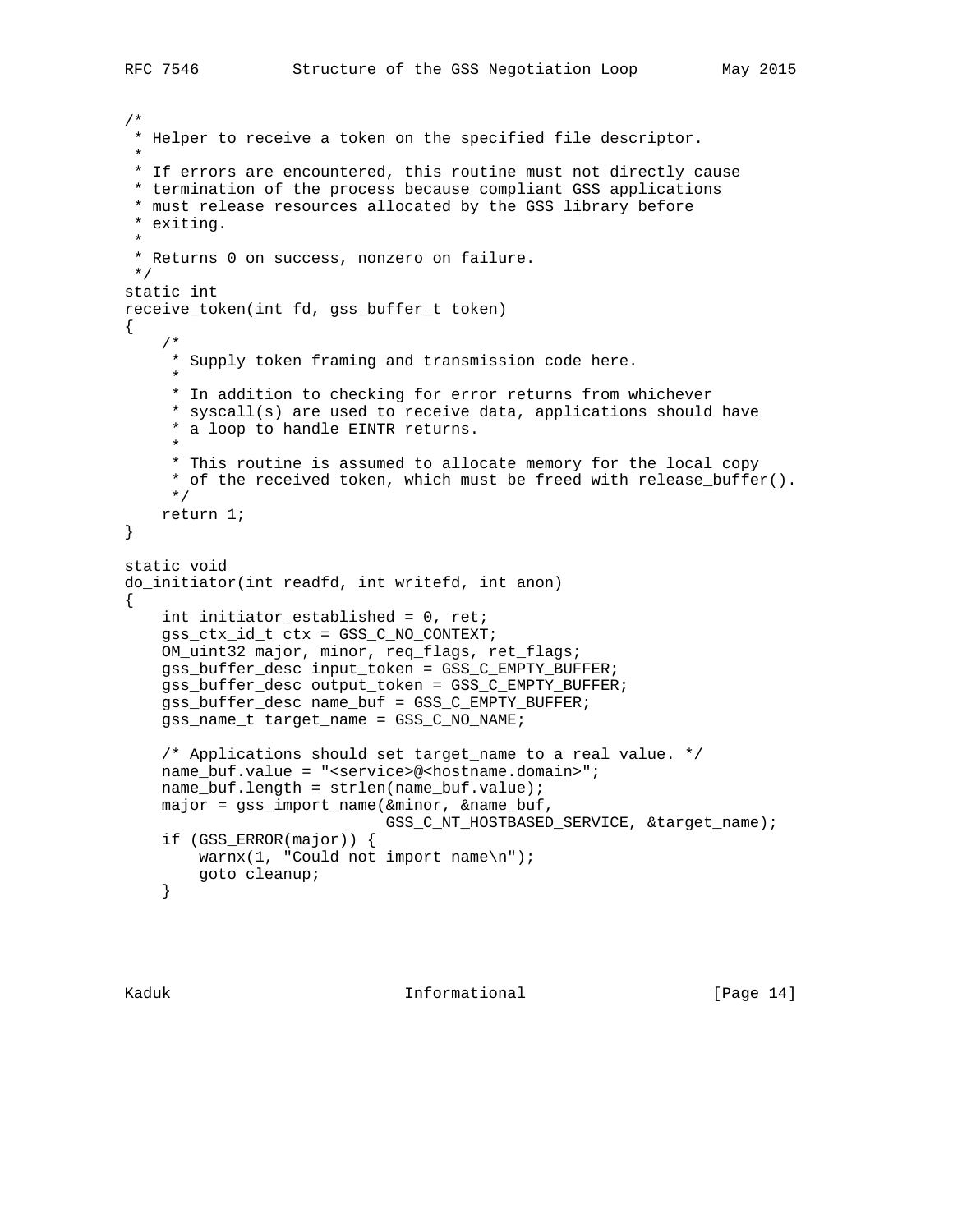```
/*
 * Helper to receive a token on the specified file descriptor.
 *
 * If errors are encountered, this routine must not directly cause
 * termination of the process because compliant GSS applications
 * must release resources allocated by the GSS library before
 * exiting.
 *
 * Returns 0 on success, nonzero on failure.
 */
static int
receive_token(int fd, gss_buffer_t token)
{
    /*
     * Supply token framing and transmission code here.
     *
     * In addition to checking for error returns from whichever
     * syscall(s) are used to receive data, applications should have
     * a loop to handle EINTR returns.
     *
     * This routine is assumed to allocate memory for the local copy
     * of the received token, which must be freed with release_buffer().
     */
    return 1;
}

static void
do_initiator(int readfd, int writefd, int anon)
{
    int initiator_established = 0, ret;
    gss_ctx_id_t ctx = GSS_C_NO_CONTEXT;
    OM_uint32 major, minor, req_flags, ret_flags;
    gss_buffer_desc input_token = GSS_C_EMPTY_BUFFER;
    gss_buffer_desc output_token = GSS_C_EMPTY_BUFFER;
    gss_buffer_desc name_buf = GSS_C_EMPTY_BUFFER;
    gss_name_t target_name = GSS_C_NO_NAME;

    /* Applications should set target_name to a real value. */
    name_buf.value = "<service>@<hostname.domain>";
    name_buf.length = strlen(name_buf.value);
    major = gss_import_name(&minor, &name_buf,
                            GSS_C_NT_HOSTBASED_SERVICE, &target_name);
    if (GSS_ERROR(major)) {
        warnx(1, "Could not import name\n");
        goto cleanup;
    }
```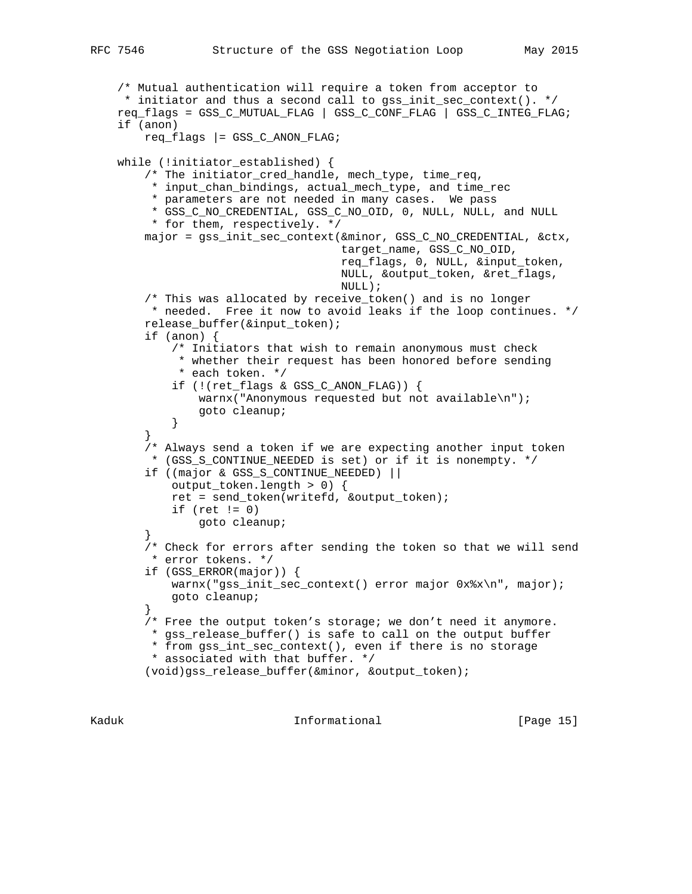```
    /* Mutual authentication will require a token from acceptor to
     * initiator and thus a second call to gss_init_sec_context(). */
    req_flags = GSS_C_MUTUAL_FLAG | GSS_C_CONF_FLAG | GSS_C_INTEG_FLAG;
    if (anon)
        req_flags |= GSS_C_ANON_FLAG;

    while (!initiator_established) {
        /* The initiator_cred_handle, mech_type, time_req,
         * input_chan_bindings, actual_mech_type, and time_rec
         * parameters are not needed in many cases.  We pass
         * GSS_C_NO_CREDENTIAL, GSS_C_NO_OID, 0, NULL, NULL, and NULL
         * for them, respectively. */
        major = gss_init_sec_context(&minor, GSS_C_NO_CREDENTIAL, &ctx,
                                     target_name, GSS_C_NO_OID,
                                     req_flags, 0, NULL, &input_token,
                                     NULL, &output_token, &ret_flags,
                                     NULL);
        /* This was allocated by receive_token() and is no longer
         * needed.  Free it now to avoid leaks if the loop continues. */
        release_buffer(&input_token);
        if (anon) {
            /* Initiators that wish to remain anonymous must check
             * whether their request has been honored before sending
             * each token. */
            if (!(ret_flags & GSS_C_ANON_FLAG)) {
                warnx("Anonymous requested but not available\n");
                goto cleanup;
            }
        }
        /* Always send a token if we are expecting another input token
         * (GSS_S_CONTINUE_NEEDED is set) or if it is nonempty. */
        if ((major & GSS_S_CONTINUE_NEEDED) ||
            output_token.length > 0) {
            ret = send_token(writefd, &output_token);
            if (ret != 0)
                goto cleanup;
        }
        /* Check for errors after sending the token so that we will send
         * error tokens. */
        if (GSS_ERROR(major)) {
            warnx("gss_init_sec_context() error major 0x%x\n", major);
            goto cleanup;
        }
        /* Free the output token's storage; we don't need it anymore.
         * gss_release_buffer() is safe to call on the output buffer
         * from gss_int_sec_context(), even if there is no storage
         * associated with that buffer. */
        (void)gss_release_buffer(&minor, &output_token);
```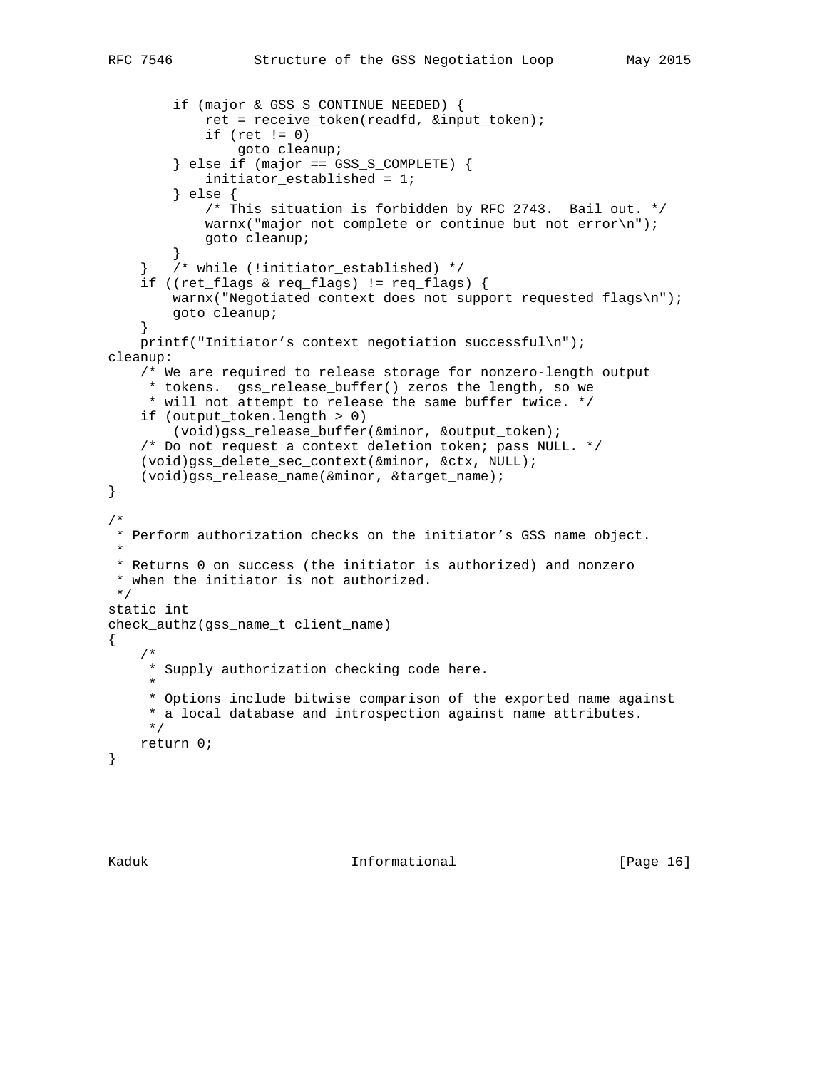```
        if (major & GSS_S_CONTINUE_NEEDED) {
            ret = receive_token(readfd, &input_token);
            if (ret != 0)
                goto cleanup;
        } else if (major == GSS_S_COMPLETE) {
            initiator_established = 1;
        } else {
            /* This situation is forbidden by RFC 2743.  Bail out. */
            warnx("major not complete or continue but not error\n");
            goto cleanup;
        }
    }   /* while (!initiator_established) */
    if ((ret_flags & req_flags) != req_flags) {
        warnx("Negotiated context does not support requested flags\n");
        goto cleanup;
    }
    printf("Initiator’s context negotiation successful\n");
cleanup:
    /* We are required to release storage for nonzero-length output
     * tokens.  gss_release_buffer() zeros the length, so we
     * will not attempt to release the same buffer twice. */
    if (output_token.length > 0)
        (void)gss_release_buffer(&minor, &output_token);
    /* Do not request a context deletion token; pass NULL. */
    (void)gss_delete_sec_context(&minor, &ctx, NULL);
    (void)gss_release_name(&minor, &target_name);
}

/*
 * Perform authorization checks on the initiator’s GSS name object.
 *
 * Returns 0 on success (the initiator is authorized) and nonzero
 * when the initiator is not authorized.
 */
static int
check_authz(gss_name_t client_name)
{
    /*
     * Supply authorization checking code here.
     *
     * Options include bitwise comparison of the exported name against
     * a local database and introspection against name attributes.
     */
    return 0;
}
```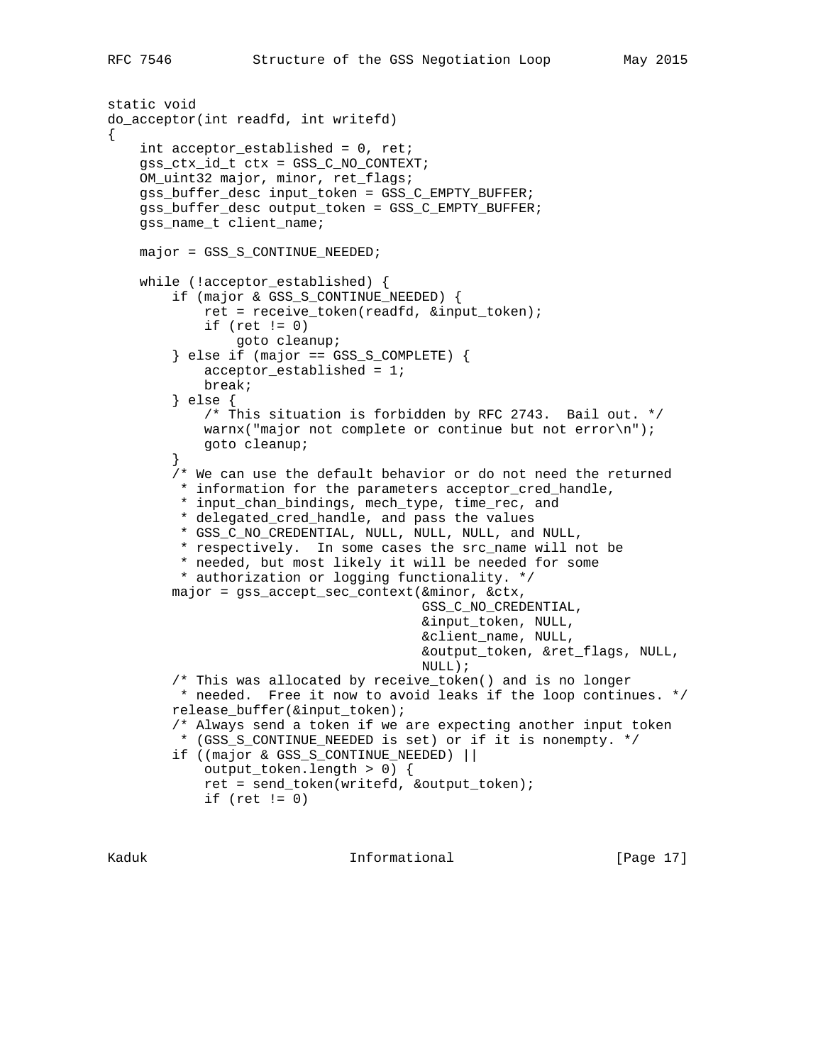```
static void
do_acceptor(int readfd, int writefd)
{
    int acceptor_established = 0, ret;
    gss_ctx_id_t ctx = GSS_C_NO_CONTEXT;
    OM_uint32 major, minor, ret_flags;
    gss_buffer_desc input_token = GSS_C_EMPTY_BUFFER;
    gss_buffer_desc output_token = GSS_C_EMPTY_BUFFER;
    gss_name_t client_name;

    major = GSS_S_CONTINUE_NEEDED;

    while (!acceptor_established) {
        if (major & GSS_S_CONTINUE_NEEDED) {
            ret = receive_token(readfd, &input_token);
            if (ret != 0)
                goto cleanup;
        } else if (major == GSS_S_COMPLETE) {
            acceptor_established = 1;
            break;
        } else {
            /* This situation is forbidden by RFC 2743.  Bail out. */
            warnx("major not complete or continue but not error\n");
            goto cleanup;
        }
        /* We can use the default behavior or do not need the returned
         * information for the parameters acceptor_cred_handle,
         * input_chan_bindings, mech_type, time_rec, and
         * delegated_cred_handle, and pass the values
         * GSS_C_NO_CREDENTIAL, NULL, NULL, NULL, and NULL,
         * respectively.  In some cases the src_name will not be
         * needed, but most likely it will be needed for some
         * authorization or logging functionality. */
        major = gss_accept_sec_context(&minor, &ctx,
                                       GSS_C_NO_CREDENTIAL,
                                       &input_token, NULL,
                                       &client_name, NULL,
                                       &output_token, &ret_flags, NULL,
                                       NULL);
        /* This was allocated by receive_token() and is no longer
         * needed.  Free it now to avoid leaks if the loop continues. */
        release_buffer(&input_token);
        /* Always send a token if we are expecting another input token
         * (GSS_S_CONTINUE_NEEDED is set) or if it is nonempty. */
        if ((major & GSS_S_CONTINUE_NEEDED) ||
            output_token.length > 0) {
            ret = send_token(writefd, &output_token);
            if (ret != 0)
```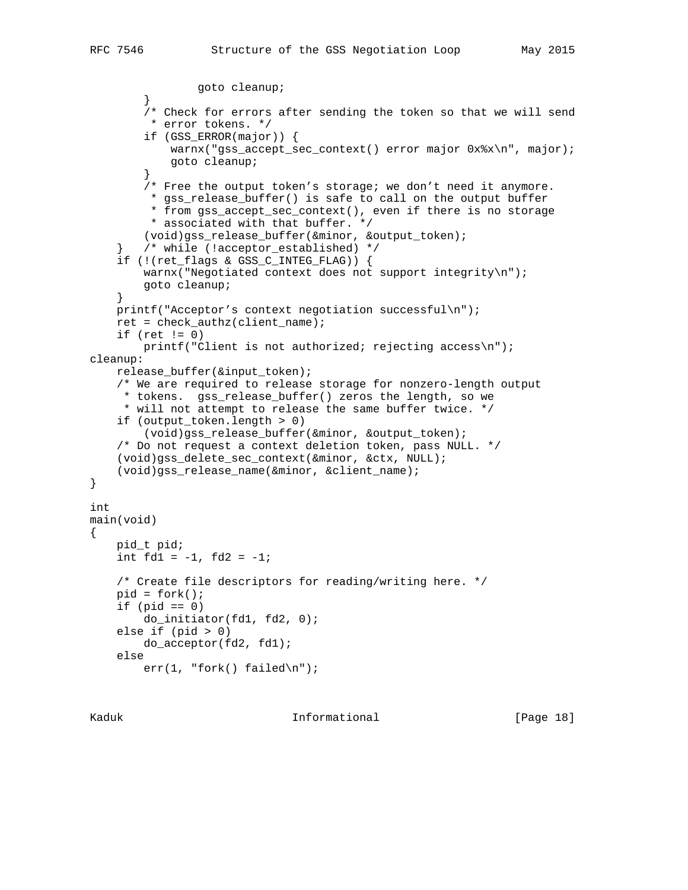```
                goto cleanup;
        }
        /* Check for errors after sending the token so that we will send
         * error tokens. */
        if (GSS_ERROR(major)) {
            warnx("gss_accept_sec_context() error major 0x%x\n", major);
            goto cleanup;
        }
        /* Free the output token's storage; we don't need it anymore.
         * gss_release_buffer() is safe to call on the output buffer
         * from gss_accept_sec_context(), even if there is no storage
         * associated with that buffer. */
        (void)gss_release_buffer(&minor, &output_token);
    }   /* while (!acceptor_established) */
    if (!(ret_flags & GSS_C_INTEG_FLAG)) {
        warnx("Negotiated context does not support integrity\n");
        goto cleanup;
    }
    printf("Acceptor's context negotiation successful\n");
    ret = check_authz(client_name);
    if (ret != 0)
        printf("Client is not authorized; rejecting access\n");
cleanup:
    release_buffer(&input_token);
    /* We are required to release storage for nonzero-length output
     * tokens.  gss_release_buffer() zeros the length, so we
     * will not attempt to release the same buffer twice. */
    if (output_token.length > 0)
        (void)gss_release_buffer(&minor, &output_token);
    /* Do not request a context deletion token, pass NULL. */
    (void)gss_delete_sec_context(&minor, &ctx, NULL);
    (void)gss_release_name(&minor, &client_name);
}

int
main(void)
{
    pid_t pid;
    int fd1 = -1, fd2 = -1;

    /* Create file descriptors for reading/writing here. */
    pid = fork();
    if (pid == 0)
        do_initiator(fd1, fd2, 0);
    else if (pid > 0)
        do_acceptor(fd2, fd1);
    else
        err(1, "fork() failed\n");
```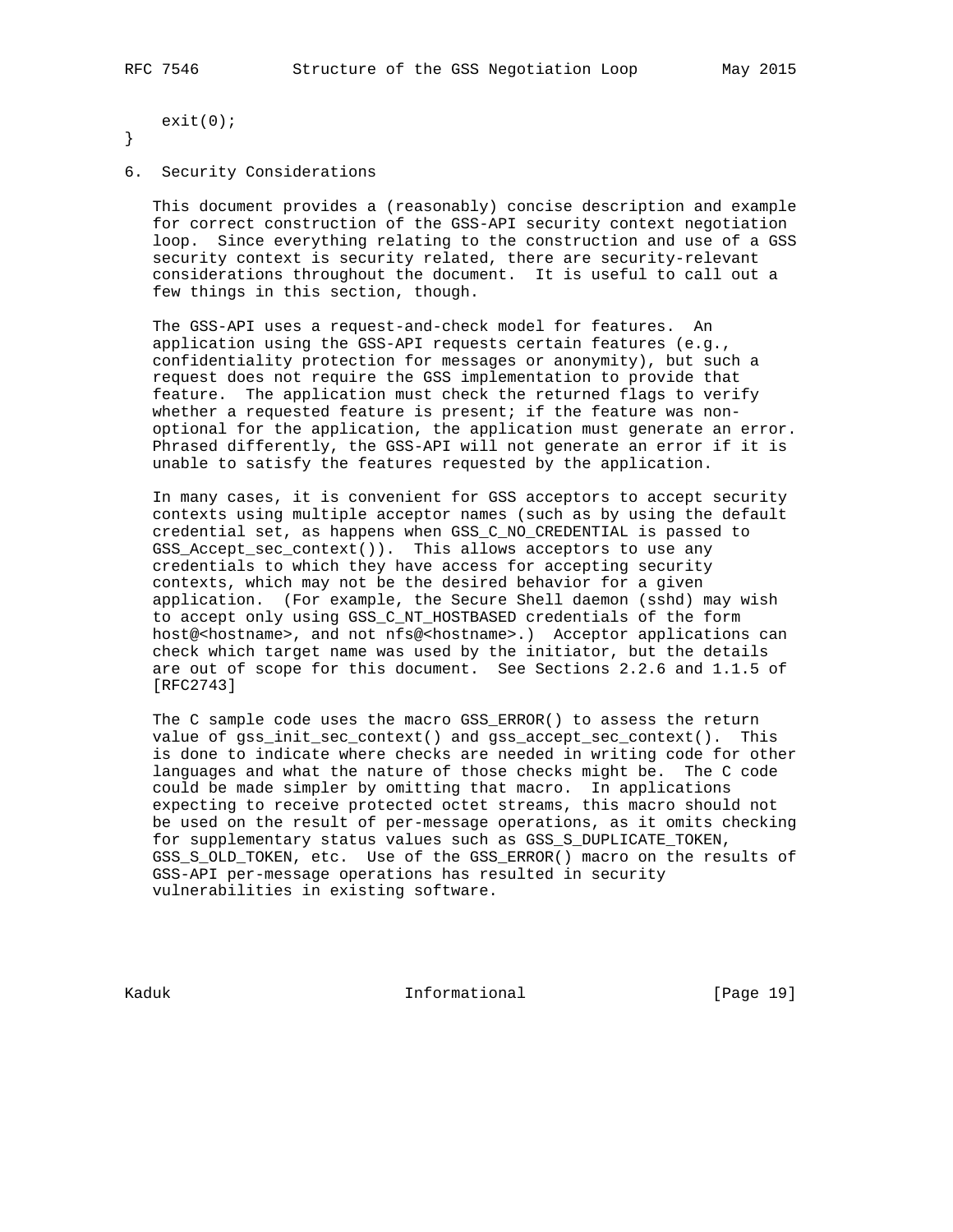```
    exit(0);
}
```

## 6. Security Considerations

This document provides a (reasonably) concise description and example for correct construction of the GSS-API security context negotiation loop. Since everything relating to the construction and use of a GSS security context is security related, there are security-relevant considerations throughout the document. It is useful to call out a few things in this section, though.

The GSS-API uses a request-and-check model for features. An application using the GSS-API requests certain features (e.g., confidentiality protection for messages or anonymity), but such a request does not require the GSS implementation to provide that feature. The application must check the returned flags to verify whether a requested feature is present; if the feature was non-optional for the application, the application must generate an error. Phrased differently, the GSS-API will not generate an error if it is unable to satisfy the features requested by the application.

In many cases, it is convenient for GSS acceptors to accept security contexts using multiple acceptor names (such as by using the default credential set, as happens when GSS_C_NO_CREDENTIAL is passed to GSS_Accept_sec_context()). This allows acceptors to use any credentials to which they have access for accepting security contexts, which may not be the desired behavior for a given application. (For example, the Secure Shell daemon (sshd) may wish to accept only using GSS_C_NT_HOSTBASED credentials of the form host@<hostname>, and not nfs@<hostname>.) Acceptor applications can check which target name was used by the initiator, but the details are out of scope for this document. See Sections 2.2.6 and 1.1.5 of [RFC2743]

The C sample code uses the macro GSS_ERROR() to assess the return value of gss_init_sec_context() and gss_accept_sec_context(). This is done to indicate where checks are needed in writing code for other languages and what the nature of those checks might be. The C code could be made simpler by omitting that macro. In applications expecting to receive protected octet streams, this macro should not be used on the result of per-message operations, as it omits checking for supplementary status values such as GSS_S_DUPLICATE_TOKEN, GSS_S_OLD_TOKEN, etc. Use of the GSS_ERROR() macro on the results of GSS-API per-message operations has resulted in security vulnerabilities in existing software.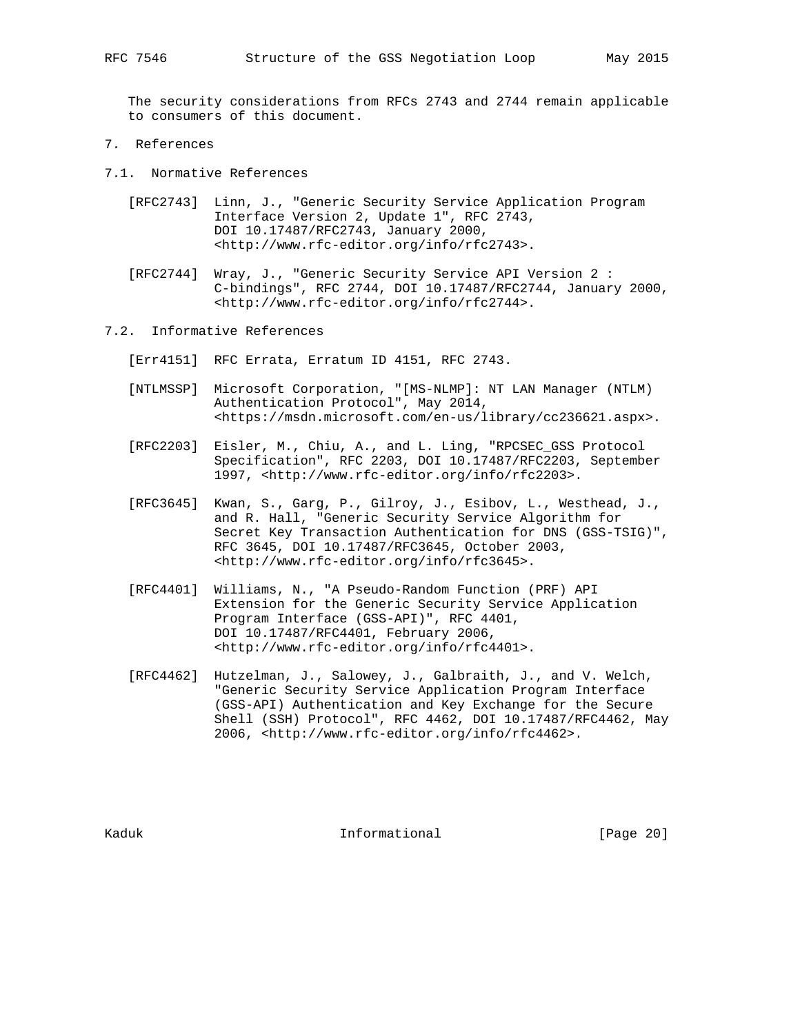The security considerations from RFCs 2743 and 2744 remain applicable to consumers of this document.

# 7. References

## 7.1. Normative References

[RFC2743] Linn, J., "Generic Security Service Application Program Interface Version 2, Update 1", RFC 2743, DOI 10.17487/RFC2743, January 2000, <http://www.rfc-editor.org/info/rfc2743>.

[RFC2744] Wray, J., "Generic Security Service API Version 2 : C-bindings", RFC 2744, DOI 10.17487/RFC2744, January 2000, <http://www.rfc-editor.org/info/rfc2744>.

## 7.2. Informative References

[Err4151] RFC Errata, Erratum ID 4151, RFC 2743.

[NTLMSSP] Microsoft Corporation, "[MS-NLMP]: NT LAN Manager (NTLM) Authentication Protocol", May 2014, <https://msdn.microsoft.com/en-us/library/cc236621.aspx>.

[RFC2203] Eisler, M., Chiu, A., and L. Ling, "RPCSEC_GSS Protocol Specification", RFC 2203, DOI 10.17487/RFC2203, September 1997, <http://www.rfc-editor.org/info/rfc2203>.

[RFC3645] Kwan, S., Garg, P., Gilroy, J., Esibov, L., Westhead, J., and R. Hall, "Generic Security Service Algorithm for Secret Key Transaction Authentication for DNS (GSS-TSIG)", RFC 3645, DOI 10.17487/RFC3645, October 2003, <http://www.rfc-editor.org/info/rfc3645>.

[RFC4401] Williams, N., "A Pseudo-Random Function (PRF) API Extension for the Generic Security Service Application Program Interface (GSS-API)", RFC 4401, DOI 10.17487/RFC4401, February 2006, <http://www.rfc-editor.org/info/rfc4401>.

[RFC4462] Hutzelman, J., Salowey, J., Galbraith, J., and V. Welch, "Generic Security Service Application Program Interface (GSS-API) Authentication and Key Exchange for the Secure Shell (SSH) Protocol", RFC 4462, DOI 10.17487/RFC4462, May 2006, <http://www.rfc-editor.org/info/rfc4462>.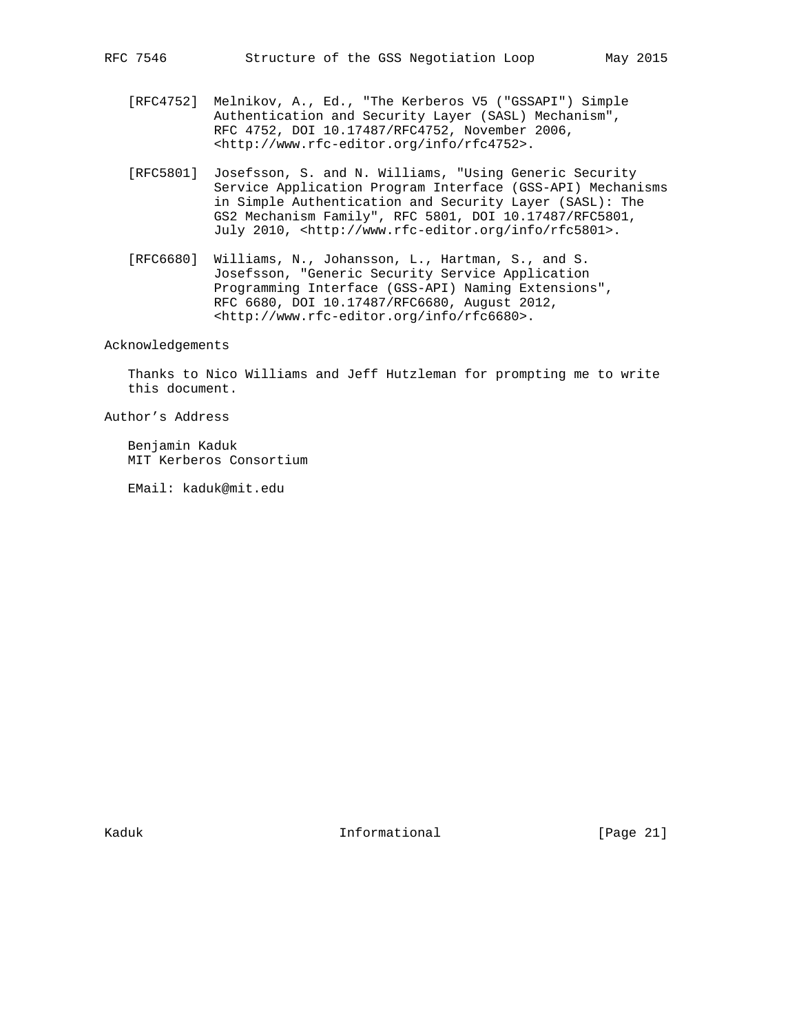[RFC4752] Melnikov, A., Ed., "The Kerberos V5 ("GSSAPI") Simple Authentication and Security Layer (SASL) Mechanism", RFC 4752, DOI 10.17487/RFC4752, November 2006, <http://www.rfc-editor.org/info/rfc4752>.

[RFC5801] Josefsson, S. and N. Williams, "Using Generic Security Service Application Program Interface (GSS-API) Mechanisms in Simple Authentication and Security Layer (SASL): The GS2 Mechanism Family", RFC 5801, DOI 10.17487/RFC5801, July 2010, <http://www.rfc-editor.org/info/rfc5801>.

[RFC6680] Williams, N., Johansson, L., Hartman, S., and S. Josefsson, "Generic Security Service Application Programming Interface (GSS-API) Naming Extensions", RFC 6680, DOI 10.17487/RFC6680, August 2012, <http://www.rfc-editor.org/info/rfc6680>.

## Acknowledgements

Thanks to Nico Williams and Jeff Hutzleman for prompting me to write this document.

## Author's Address

Benjamin Kaduk
MIT Kerberos Consortium

EMail: kaduk@mit.edu